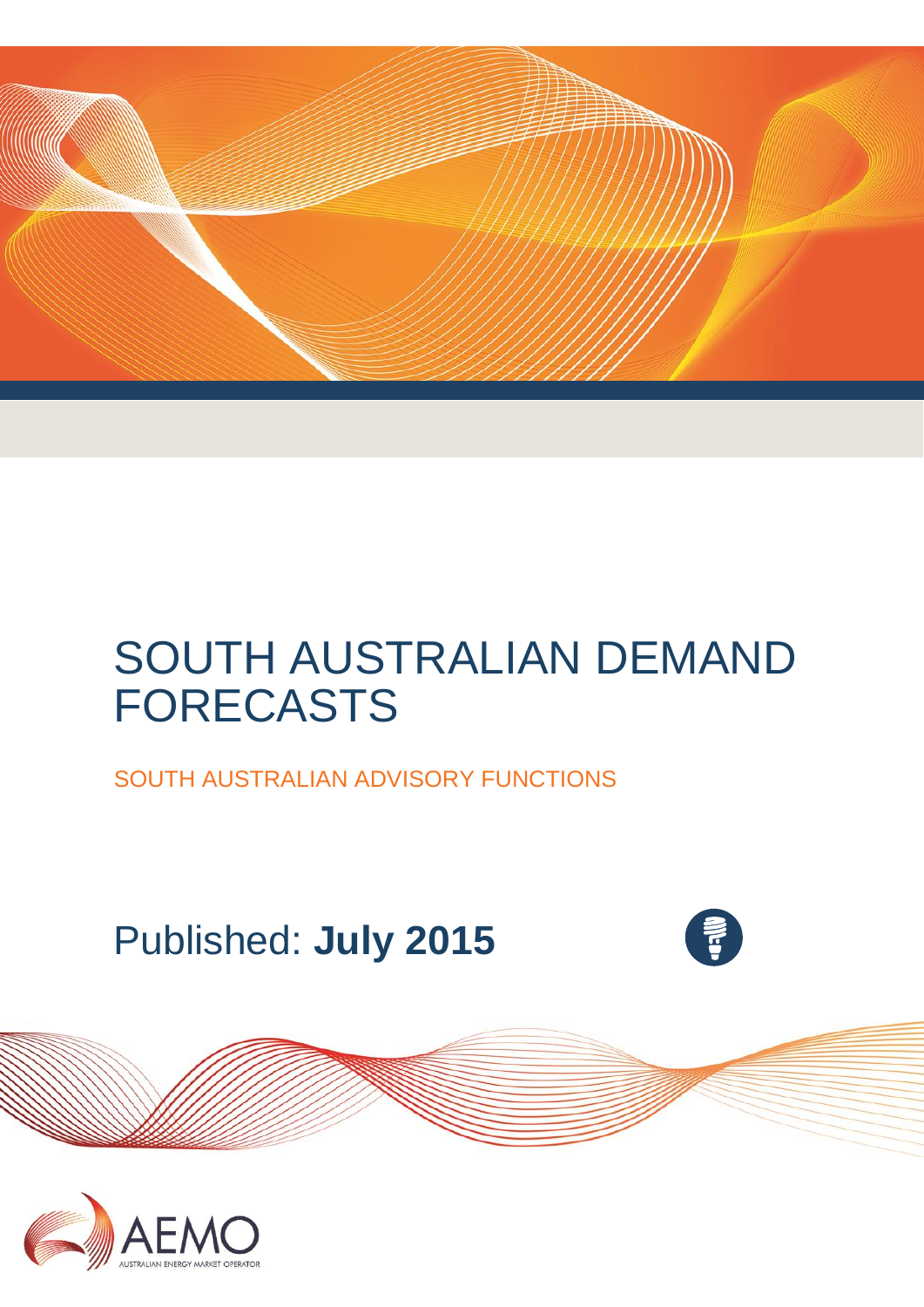# SOUTH AUSTRALIAN DEMAND FORECASTS

SOUTH AUSTRALIAN ADVISORY FUNCTIONS

Published: **July 2015**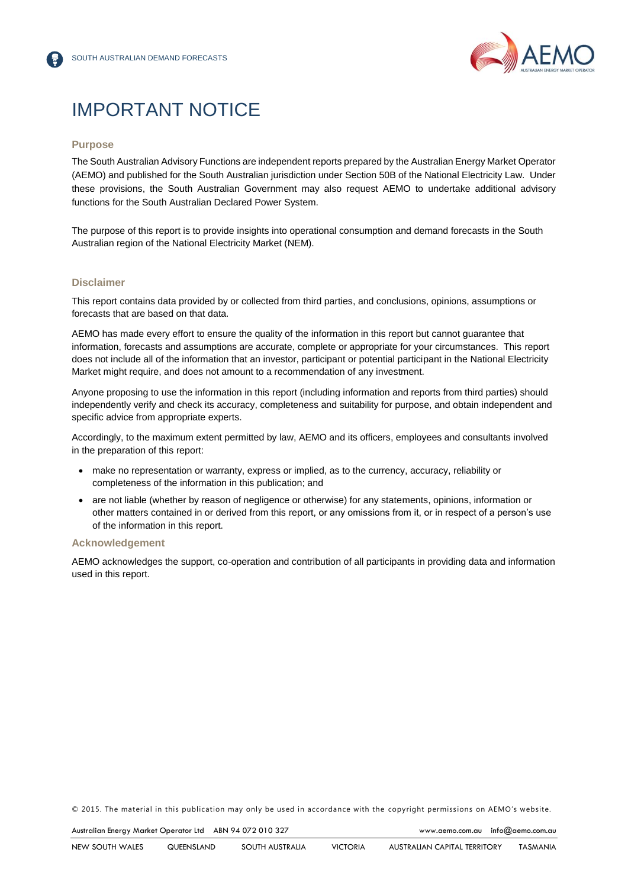# IMPORTANT NOTICE

## Purpose

The South Australian Advisory Functions are independent reports prepared by the Australian Energy Market Operator (AEMO) and published for the South Australian jurisdiction under Section 50B of the National Electricity Law. Under these provisions, the South Australian Government may also request AEMO to undertake additional advisory functions for the South Australian Declared Power System.

The purpose of this report is to provide insights into operational consumption and demand forecasts in the South Australian region of the National Electricity Market (NEM).

## Disclaimer

This report contains data provided by or collected from third parties, and conclusions, opinions, assumptions or forecasts that are based on that data.

AEMO has made every effort to ensure the quality of the information in this report but cannot guarantee that information, forecasts and assumptions are accurate, complete or appropriate for your circumstances. This report does not include all of the information that an investor, participant or potential participant in the National Electricity Market might require, and does not amount to a recommendation of any investment.

Anyone proposing to use the information in this report (including information and reports from third parties) should independently verify and check its accuracy, completeness and suitability for purpose, and obtain independent and specific advice from appropriate experts.

Accordingly, to the maximum extent permitted by law, AEMO and its officers, employees and consultants involved in the preparation of this report:

- make no representation or warranty, express or implied, as to the currency, accuracy, reliability or completeness of the information in this publication; and
- are not liable (whether by reason of negligence or otherwise) for any statements, opinions, information or other matters contained in or derived from this report, or any omissions from it, or in respect of a person's use of the information in this report.

## Acknowledgement

AEMO acknowledges the support, co-operation and contribution of all participants in providing data and information used in this report.

© 2015. The material in this publication may only be used in accordance with the copyright permissions on AEMO's website.

Australian Energy Market Operator Ltd ABN 94 072 010 327 www.aemo.com.au info@aemo.com.au

NEW SOUTH WALES QUEENSLAND SOUTH AUSTRALIA VICTORIA AUSTRALIAN CAPITAL TERRITORY TASMANIA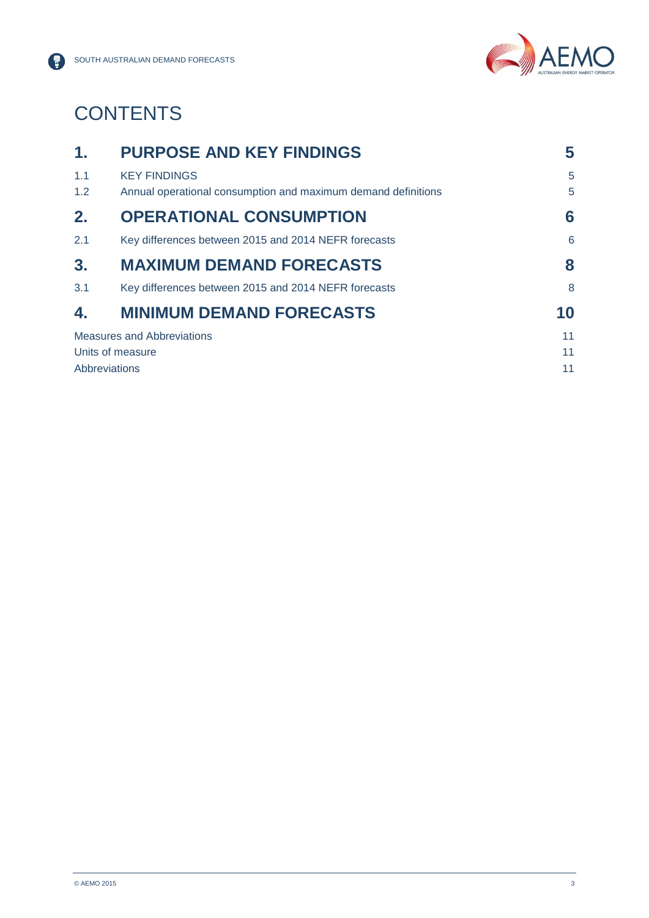# CONTENTS

| | | |
|---|---|---|
| **1.** | **PURPOSE AND KEY FINDINGS** | **5** |
| 1.1 | KEY FINDINGS | 5 |
| 1.2 | Annual operational consumption and maximum demand definitions | 5 |
| **2.** | **OPERATIONAL CONSUMPTION** | **6** |
| 2.1 | Key differences between 2015 and 2014 NEFR forecasts | 6 |
| **3.** | **MAXIMUM DEMAND FORECASTS** | **8** |
| 3.1 | Key differences between 2015 and 2014 NEFR forecasts | 8 |
| **4.** | **MINIMUM DEMAND FORECASTS** | **10** |
| Measures and Abbreviations | | 11 |
| Units of measure | | 11 |
| Abbreviations | | 11 |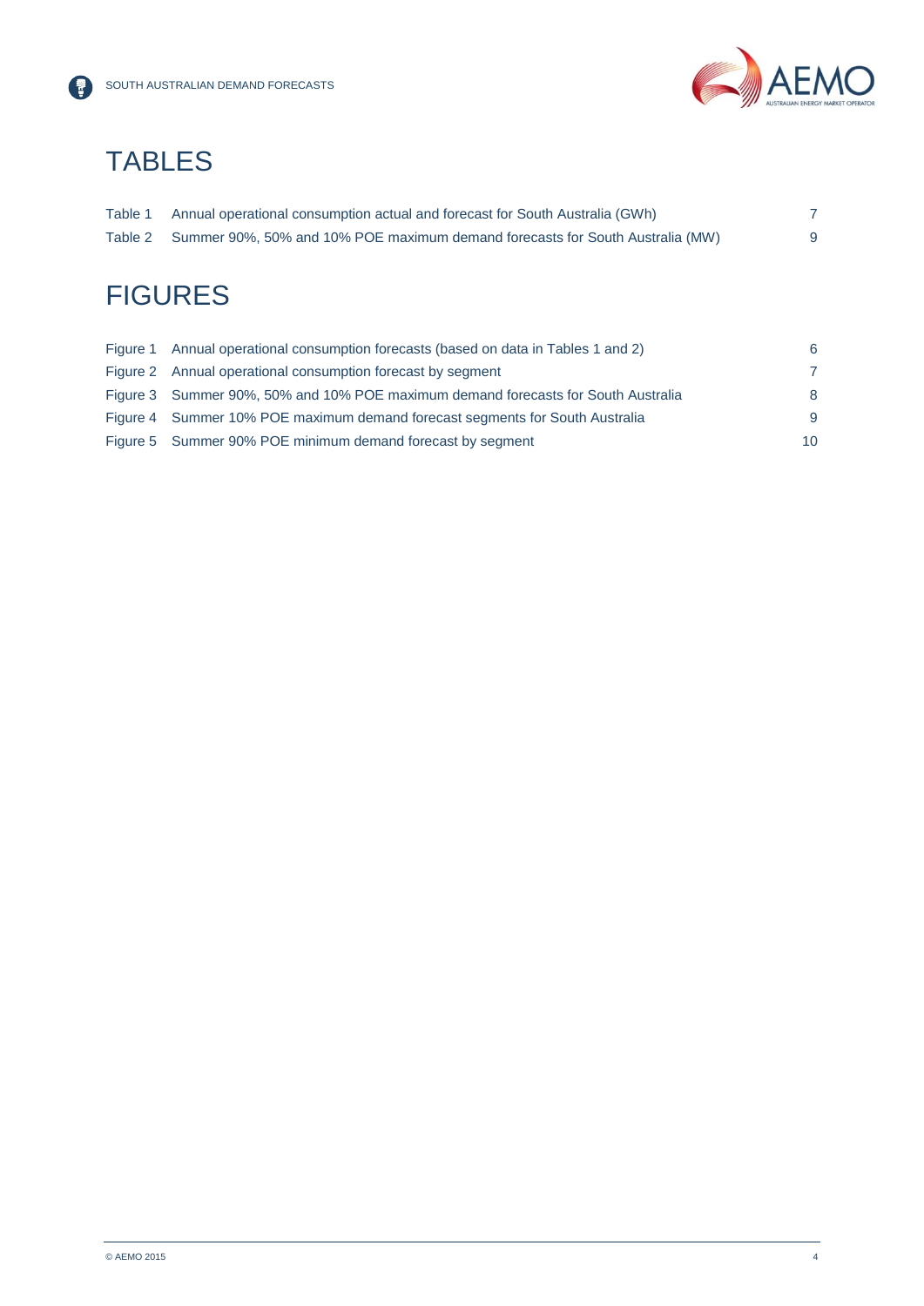# TABLES

| | | |
|---|---|---|
| Table 1 | Annual operational consumption actual and forecast for South Australia (GWh) | 7 |
| Table 2 | Summer 90%, 50% and 10% POE maximum demand forecasts for South Australia (MW) | 9 |

# FIGURES

| | | |
|---|---|---|
| Figure 1 | Annual operational consumption forecasts (based on data in Tables 1 and 2) | 6 |
| Figure 2 | Annual operational consumption forecast by segment | 7 |
| Figure 3 | Summer 90%, 50% and 10% POE maximum demand forecasts for South Australia | 8 |
| Figure 4 | Summer 10% POE maximum demand forecast segments for South Australia | 9 |
| Figure 5 | Summer 90% POE minimum demand forecast by segment | 10 |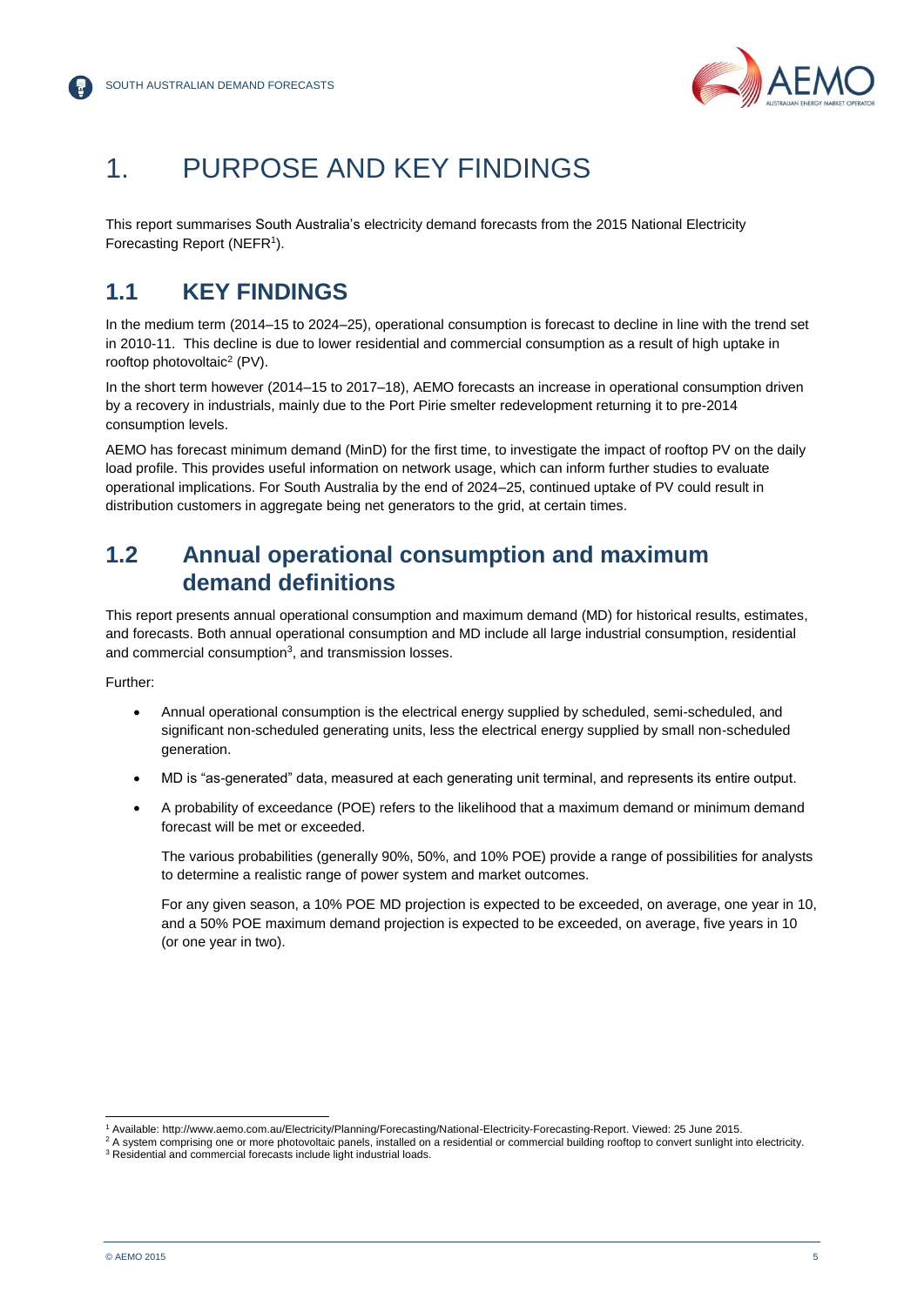# 1. PURPOSE AND KEY FINDINGS

This report summarises South Australia's electricity demand forecasts from the 2015 National Electricity Forecasting Report (NEFR[1]).

## 1.1 KEY FINDINGS

In the medium term (2014–15 to 2024–25), operational consumption is forecast to decline in line with the trend set in 2010-11. This decline is due to lower residential and commercial consumption as a result of high uptake in rooftop photovoltaic[2] (PV).

In the short term however (2014–15 to 2017–18), AEMO forecasts an increase in operational consumption driven by a recovery in industrials, mainly due to the Port Pirie smelter redevelopment returning it to pre-2014 consumption levels.

AEMO has forecast minimum demand (MinD) for the first time, to investigate the impact of rooftop PV on the daily load profile. This provides useful information on network usage, which can inform further studies to evaluate operational implications. For South Australia by the end of 2024–25, continued uptake of PV could result in distribution customers in aggregate being net generators to the grid, at certain times.

## 1.2 Annual operational consumption and maximum demand definitions

This report presents annual operational consumption and maximum demand (MD) for historical results, estimates, and forecasts. Both annual operational consumption and MD include all large industrial consumption, residential and commercial consumption[3], and transmission losses.

Further:

- Annual operational consumption is the electrical energy supplied by scheduled, semi-scheduled, and significant non-scheduled generating units, less the electrical energy supplied by small non-scheduled generation.
- MD is "as-generated" data, measured at each generating unit terminal, and represents its entire output.
- A probability of exceedance (POE) refers to the likelihood that a maximum demand or minimum demand forecast will be met or exceeded.

  The various probabilities (generally 90%, 50%, and 10% POE) provide a range of possibilities for analysts to determine a realistic range of power system and market outcomes.

  For any given season, a 10% POE MD projection is expected to be exceeded, on average, one year in 10, and a 50% POE maximum demand projection is expected to be exceeded, on average, five years in 10 (or one year in two).

---

[1] Available: http://www.aemo.com.au/Electricity/Planning/Forecasting/National-Electricity-Forecasting-Report. Viewed: 25 June 2015.

[2] A system comprising one or more photovoltaic panels, installed on a residential or commercial building rooftop to convert sunlight into electricity.

[3] Residential and commercial forecasts include light industrial loads.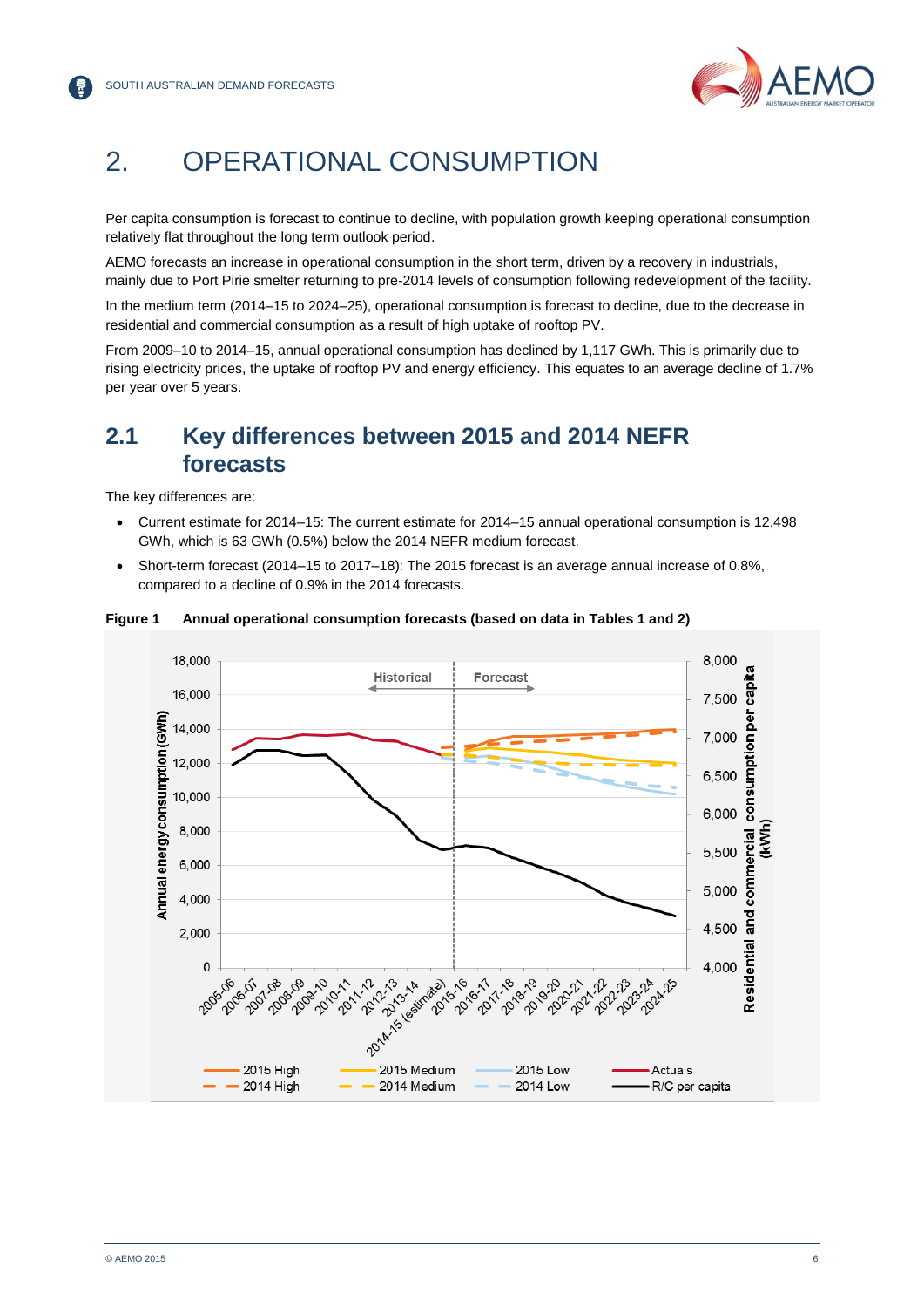# 2. OPERATIONAL CONSUMPTION

Per capita consumption is forecast to continue to decline, with population growth keeping operational consumption relatively flat throughout the long term outlook period.

AEMO forecasts an increase in operational consumption in the short term, driven by a recovery in industrials, mainly due to Port Pirie smelter returning to pre-2014 levels of consumption following redevelopment of the facility.

In the medium term (2014–15 to 2024–25), operational consumption is forecast to decline, due to the decrease in residential and commercial consumption as a result of high uptake of rooftop PV.

From 2009–10 to 2014–15, annual operational consumption has declined by 1,117 GWh. This is primarily due to rising electricity prices, the uptake of rooftop PV and energy efficiency. This equates to an average decline of 1.7% per year over 5 years.

## 2.1 Key differences between 2015 and 2014 NEFR forecasts

The key differences are:

- Current estimate for 2014–15: The current estimate for 2014–15 annual operational consumption is 12,498 GWh, which is 63 GWh (0.5%) below the 2014 NEFR medium forecast.
- Short-term forecast (2014–15 to 2017–18): The 2015 forecast is an average annual increase of 0.8%, compared to a decline of 0.9% in the 2014 forecasts.

**Figure 1 Annual operational consumption forecasts (based on data in Tables 1 and 2)**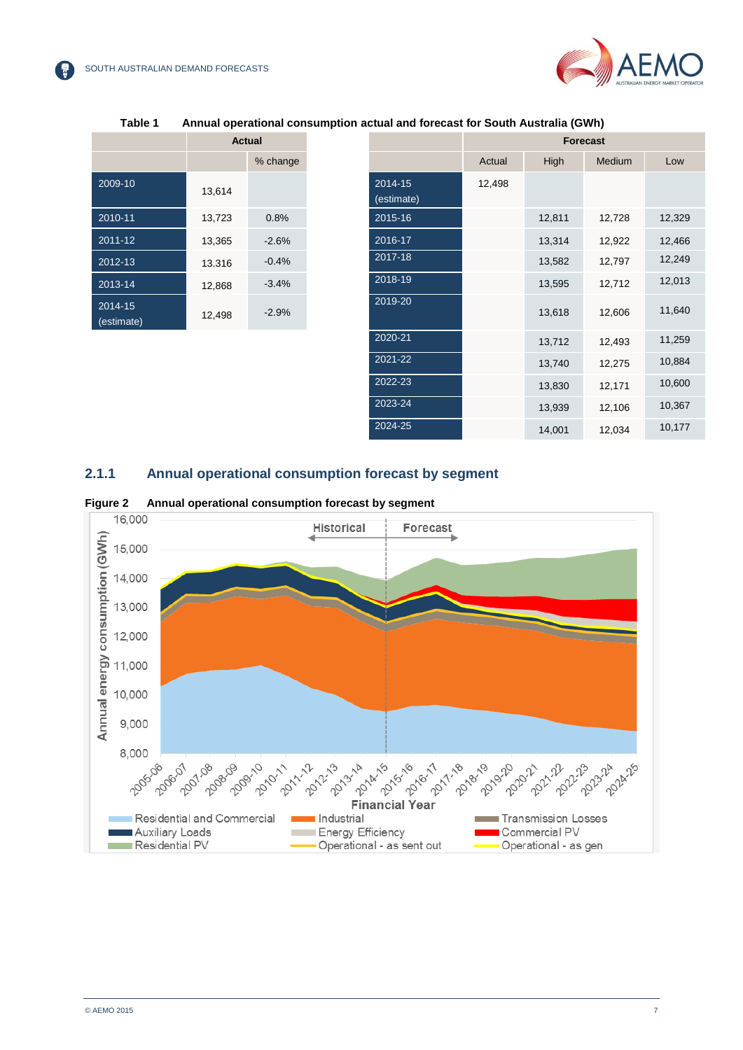**Table 1 Annual operational consumption actual and forecast for South Australia (GWh)**

| | Actual | |
|---|---|---|
| | | % change |
| 2009-10 | 13,614 | |
| 2010-11 | 13,723 | 0.8% |
| 2011-12 | 13,365 | -2.6% |
| 2012-13 | 13.316 | -0.4% |
| 2013-14 | 12,868 | -3.4% |
| 2014-15 (estimate) | 12,498 | -2.9% |

| | Forecast | | | |
|---|---|---|---|---|
| | Actual | High | Medium | Low |
| 2014-15 (estimate) | 12,498 | | | |
| 2015-16 | | 12,811 | 12,728 | 12,329 |
| 2016-17 | | 13,314 | 12,922 | 12,466 |
| 2017-18 | | 13,582 | 12,797 | 12,249 |
| 2018-19 | | 13,595 | 12,712 | 12,013 |
| 2019-20 | | 13,618 | 12,606 | 11,640 |
| 2020-21 | | 13,712 | 12,493 | 11,259 |
| 2021-22 | | 13,740 | 12,275 | 10,884 |
| 2022-23 | | 13,830 | 12,171 | 10,600 |
| 2023-24 | | 13,939 | 12,106 | 10,367 |
| 2024-25 | | 14,001 | 12,034 | 10,177 |

### 2.1.1 Annual operational consumption forecast by segment

**Figure 2 Annual operational consumption forecast by segment**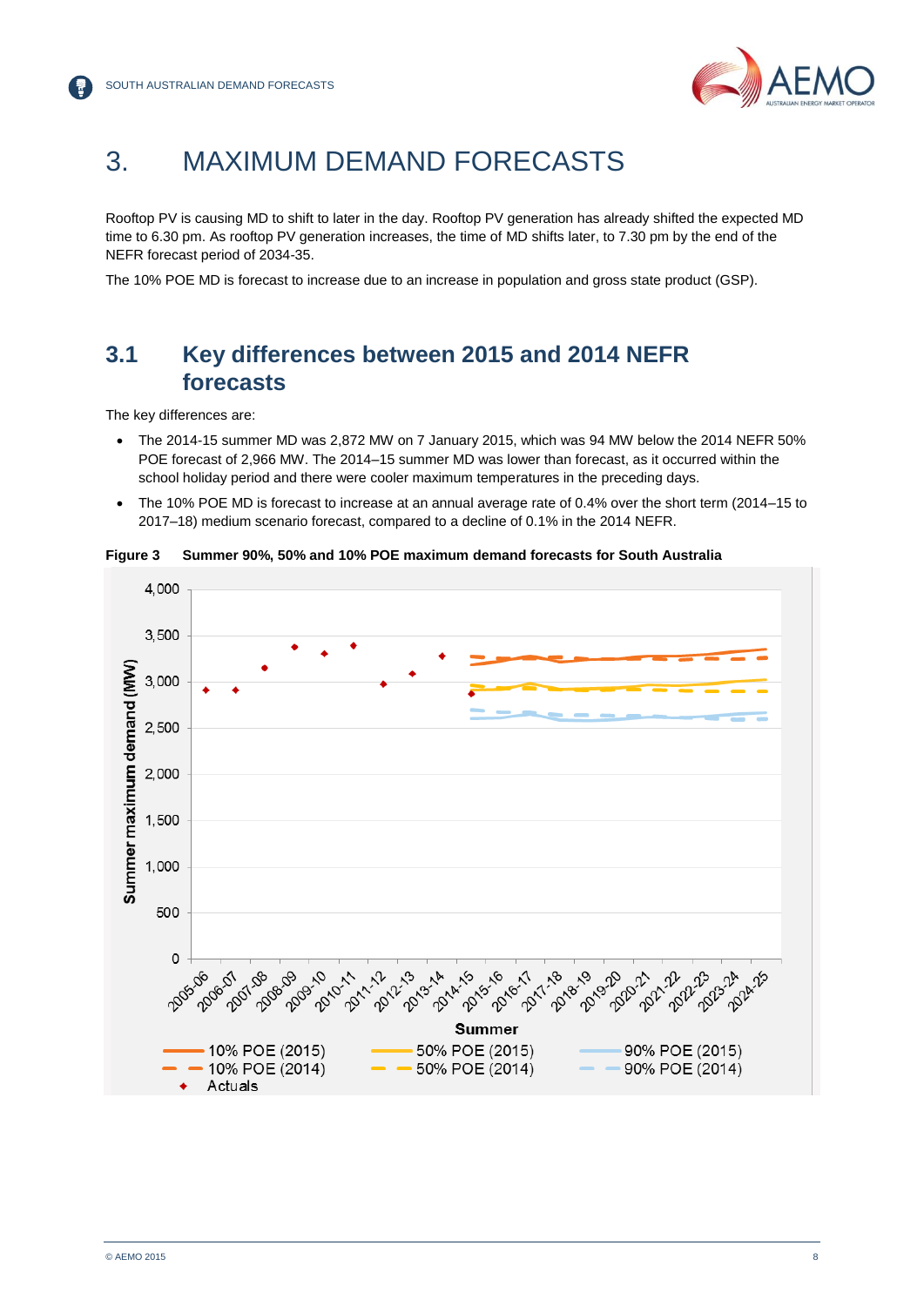# 3. MAXIMUM DEMAND FORECASTS

Rooftop PV is causing MD to shift to later in the day. Rooftop PV generation has already shifted the expected MD time to 6.30 pm. As rooftop PV generation increases, the time of MD shifts later, to 7.30 pm by the end of the NEFR forecast period of 2034-35.

The 10% POE MD is forecast to increase due to an increase in population and gross state product (GSP).

## 3.1 Key differences between 2015 and 2014 NEFR forecasts

The key differences are:

- The 2014-15 summer MD was 2,872 MW on 7 January 2015, which was 94 MW below the 2014 NEFR 50% POE forecast of 2,966 MW. The 2014–15 summer MD was lower than forecast, as it occurred within the school holiday period and there were cooler maximum temperatures in the preceding days.
- The 10% POE MD is forecast to increase at an annual average rate of 0.4% over the short term (2014–15 to 2017–18) medium scenario forecast, compared to a decline of 0.1% in the 2014 NEFR.

**Figure 3 Summer 90%, 50% and 10% POE maximum demand forecasts for South Australia**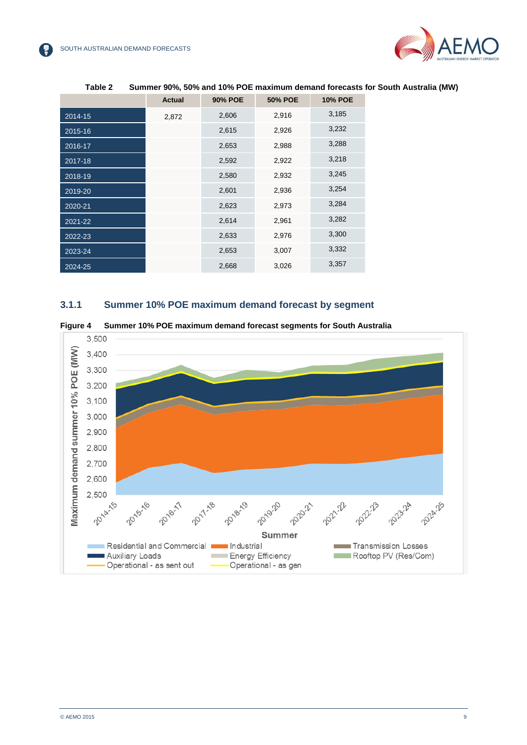**Table 2 Summer 90%, 50% and 10% POE maximum demand forecasts for South Australia (MW)**

| | Actual | 90% POE | 50% POE | 10% POE |
|---|---|---|---|---|
| 2014-15 | 2,872 | 2,606 | 2,916 | 3,185 |
| 2015-16 | | 2,615 | 2,926 | 3,232 |
| 2016-17 | | 2,653 | 2,988 | 3,288 |
| 2017-18 | | 2,592 | 2,922 | 3,218 |
| 2018-19 | | 2,580 | 2,932 | 3,245 |
| 2019-20 | | 2,601 | 2,936 | 3,254 |
| 2020-21 | | 2,623 | 2,973 | 3,284 |
| 2021-22 | | 2,614 | 2,961 | 3,282 |
| 2022-23 | | 2,633 | 2,976 | 3,300 |
| 2023-24 | | 2,653 | 3,007 | 3,332 |
| 2024-25 | | 2,668 | 3,026 | 3,357 |

### 3.1.1 Summer 10% POE maximum demand forecast by segment

**Figure 4 Summer 10% POE maximum demand forecast segments for South Australia**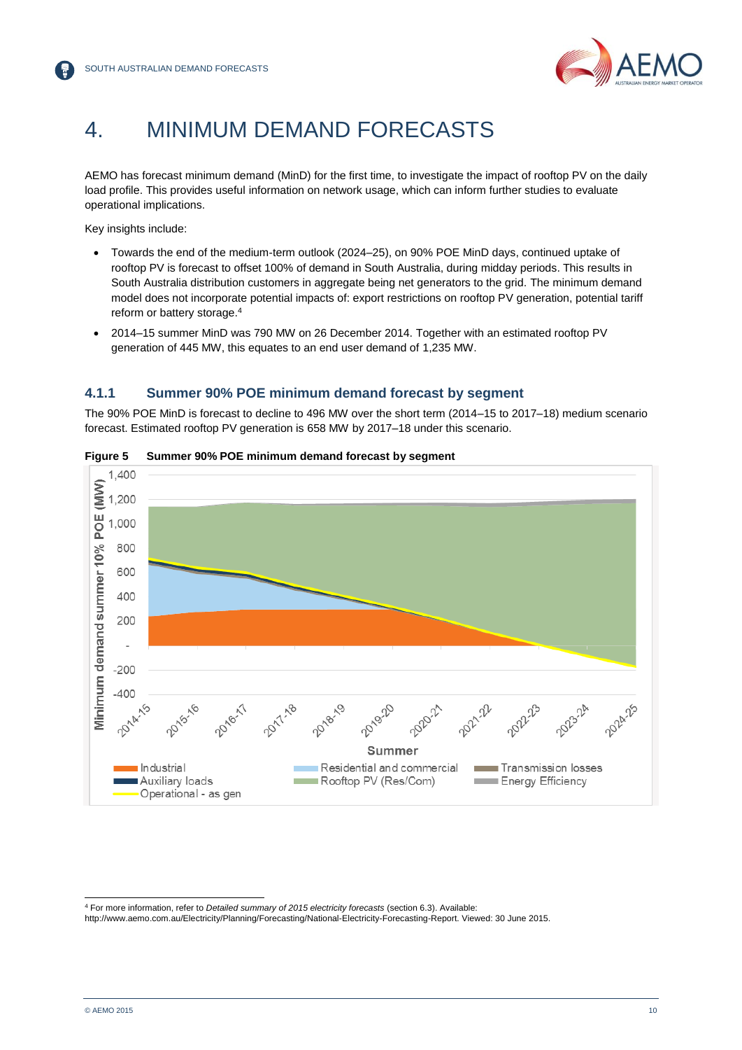# 4. MINIMUM DEMAND FORECASTS

AEMO has forecast minimum demand (MinD) for the first time, to investigate the impact of rooftop PV on the daily load profile. This provides useful information on network usage, which can inform further studies to evaluate operational implications.

Key insights include:

- Towards the end of the medium-term outlook (2024–25), on 90% POE MinD days, continued uptake of rooftop PV is forecast to offset 100% of demand in South Australia, during midday periods. This results in South Australia distribution customers in aggregate being net generators to the grid. The minimum demand model does not incorporate potential impacts of: export restrictions on rooftop PV generation, potential tariff reform or battery storage.[4]
- 2014–15 summer MinD was 790 MW on 26 December 2014. Together with an estimated rooftop PV generation of 445 MW, this equates to an end user demand of 1,235 MW.

### 4.1.1 Summer 90% POE minimum demand forecast by segment

The 90% POE MinD is forecast to decline to 496 MW over the short term (2014–15 to 2017–18) medium scenario forecast. Estimated rooftop PV generation is 658 MW by 2017–18 under this scenario.

**Figure 5 Summer 90% POE minimum demand forecast by segment**

---

[4] For more information, refer to *Detailed summary of 2015 electricity forecasts* (section 6.3). Available: http://www.aemo.com.au/Electricity/Planning/Forecasting/National-Electricity-Forecasting-Report. Viewed: 30 June 2015.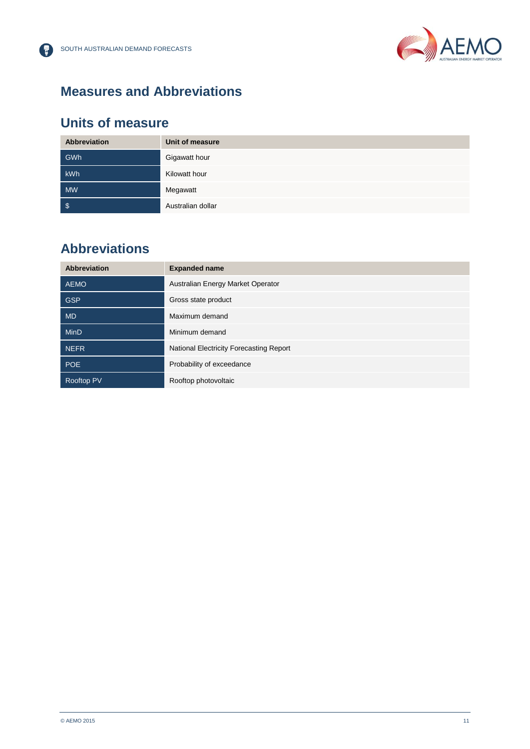# Measures and Abbreviations

## Units of measure

| Abbreviation | Unit of measure |
|---|---|
| GWh | Gigawatt hour |
| kWh | Kilowatt hour |
| MW | Megawatt |
| $ | Australian dollar |

## Abbreviations

| Abbreviation | Expanded name |
|---|---|
| AEMO | Australian Energy Market Operator |
| GSP | Gross state product |
| MD | Maximum demand |
| MinD | Minimum demand |
| NEFR | National Electricity Forecasting Report |
| POE | Probability of exceedance |
| Rooftop PV | Rooftop photovoltaic |